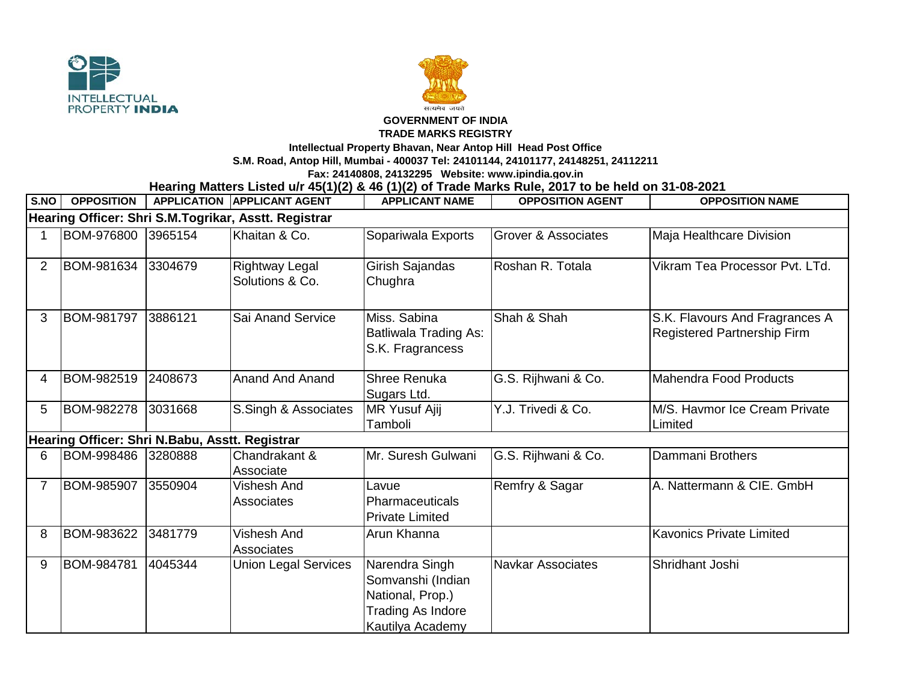INTELLECTUAL PROPERTY INDIA

सत्यमेव जयते

**GOVERNMENT OF INDIA**

**TRADE MARKS REGISTRY**

**Intellectual Property Bhavan, Near Antop Hill Head Post Office**

**S.M. Road, Antop Hill, Mumbai - 400037 Tel: 24101144, 24101177, 24148251, 24112211**

**Fax: 24140808, 24132295 Website: www.ipindia.gov.in**

## Hearing Matters Listed u/r 45(1)(2) & 46 (1)(2) of Trade Marks Rule, 2017 to be held on 31-08-2021

| S.NO | OPPOSITION | APPLICATION | APPLICANT AGENT | APPLICANT NAME | OPPOSITION AGENT | OPPOSITION NAME |
|---|---|---|---|---|---|---|
| **Hearing Officer: Shri S.M.Togrikar, Asstt. Registrar** | | | | | | |
| 1 | BOM-976800 | 3965154 | Khaitan & Co. | Sopariwala Exports | Grover & Associates | Maja Healthcare Division |
| 2 | BOM-981634 | 3304679 | Rightway Legal Solutions & Co. | Girish Sajandas Chughra | Roshan R. Totala | Vikram Tea Processor Pvt. LTd. |
| 3 | BOM-981797 | 3886121 | Sai Anand Service | Miss. Sabina Batliwala Trading As: S.K. Fragrancess | Shah & Shah | S.K. Flavours And Fragrances A Registered Partnership Firm |
| 4 | BOM-982519 | 2408673 | Anand And Anand | Shree Renuka Sugars Ltd. | G.S. Rijhwani & Co. | Mahendra Food Products |
| 5 | BOM-982278 | 3031668 | S.Singh & Associates | MR Yusuf Ajij Tamboli | Y.J. Trivedi & Co. | M/S. Havmor Ice Cream Private Limited |
| **Hearing Officer: Shri N.Babu, Asstt. Registrar** | | | | | | |
| 6 | BOM-998486 | 3280888 | Chandrakant & Associate | Mr. Suresh Gulwani | G.S. Rijhwani & Co. | Dammani Brothers |
| 7 | BOM-985907 | 3550904 | Vishesh And Associates | Lavue Pharmaceuticals Private Limited | Remfry & Sagar | A. Nattermann & CIE. GmbH |
| 8 | BOM-983622 | 3481779 | Vishesh And Associates | Arun Khanna | | Kavonics Private Limited |
| 9 | BOM-984781 | 4045344 | Union Legal Services | Narendra Singh Somvanshi (Indian National, Prop.) Trading As Indore Kautilya Academy | Navkar Associates | Shridhant Joshi |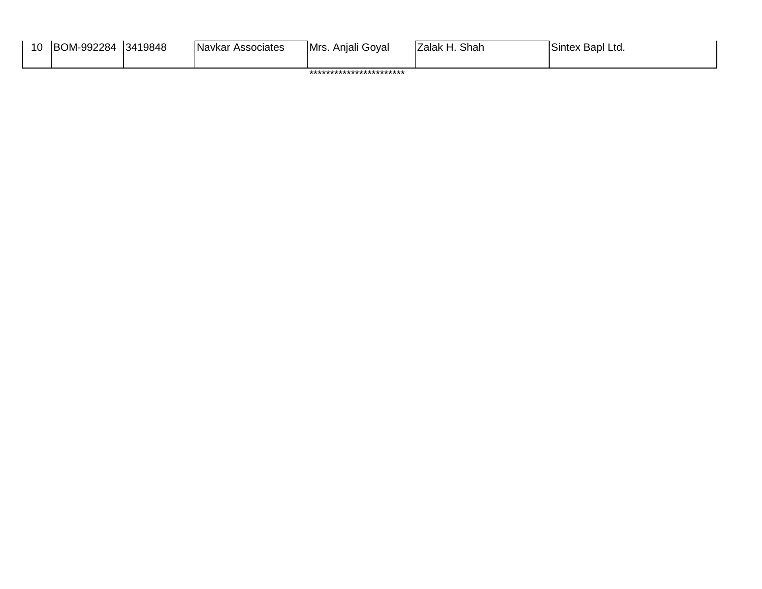| | | | | | | |
|---|---|---|---|---|---|---|
| 10 | BOM-992284 | 3419848 | Navkar Associates | Mrs. Anjali Goyal | Zalak H. Shah | Sintex Bapl Ltd. |

***********************